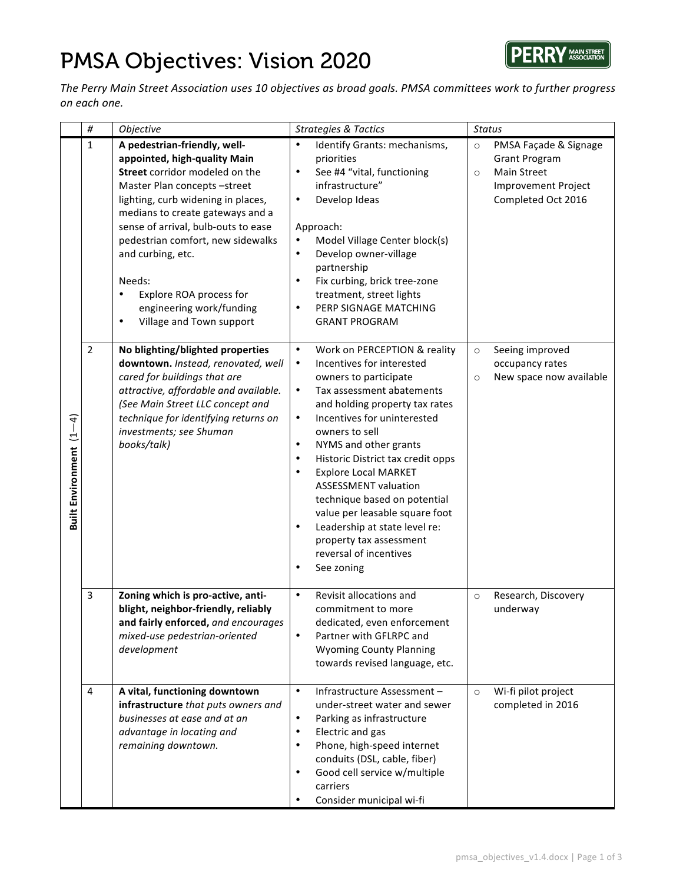# PMSA Objectives: Vision 2020

PERRY MAIN STREET ASSOCIATION

*The Perry Main Street Association uses 10 objectives as broad goals. PMSA committees work to further progress on each one.*

| | # | Objective | Strategies & Tactics | Status |
|---|---|---|---|---|
| **Built Environment (1—4)** | 1 | **A pedestrian-friendly, well-appointed, high-quality Main Street** corridor modeled on the Master Plan concepts –street lighting, curb widening in places, medians to create gateways and a sense of arrival, bulb-outs to ease pedestrian comfort, new sidewalks and curbing, etc.<br><br>Needs:<br>• Explore ROA process for engineering work/funding<br>• Village and Town support | • Identify Grants: mechanisms, priorities<br>• See #4 "vital, functioning infrastructure"<br>• Develop Ideas<br><br>Approach:<br>• Model Village Center block(s)<br>• Develop owner-village partnership<br>• Fix curbing, brick tree-zone treatment, street lights<br>• PERP SIGNAGE MATCHING GRANT PROGRAM | ○ PMSA Façade & Signage Grant Program<br>○ Main Street Improvement Project Completed Oct 2016 |
| | 2 | **No blighting/blighted properties downtown.** *Instead, renovated, well cared for buildings that are attractive, affordable and available. (See Main Street LLC concept and technique for identifying returns on investments; see Shuman books/talk)* | • Work on PERCEPTION & reality<br>• Incentives for interested owners to participate<br>• Tax assessment abatements and holding property tax rates<br>• Incentives for uninterested owners to sell<br>• NYMS and other grants<br>• Historic District tax credit opps<br>• Explore Local MARKET ASSESSMENT valuation technique based on potential value per leasable square foot<br>• Leadership at state level re: property tax assessment reversal of incentives<br>• See zoning | ○ Seeing improved occupancy rates<br>○ New space now available |
| | 3 | **Zoning which is pro-active, anti-blight, neighbor-friendly, reliably and fairly enforced,** *and encourages mixed-use pedestrian-oriented development* | • Revisit allocations and commitment to more dedicated, even enforcement<br>• Partner with GFLRPC and Wyoming County Planning towards revised language, etc. | ○ Research, Discovery underway |
| | 4 | **A vital, functioning downtown infrastructure** *that puts owners and businesses at ease and at an advantage in locating and remaining downtown.* | • Infrastructure Assessment – under-street water and sewer<br>• Parking as infrastructure<br>• Electric and gas<br>• Phone, high-speed internet conduits (DSL, cable, fiber)<br>• Good cell service w/multiple carriers<br>• Consider municipal wi-fi | ○ Wi-fi pilot project completed in 2016 |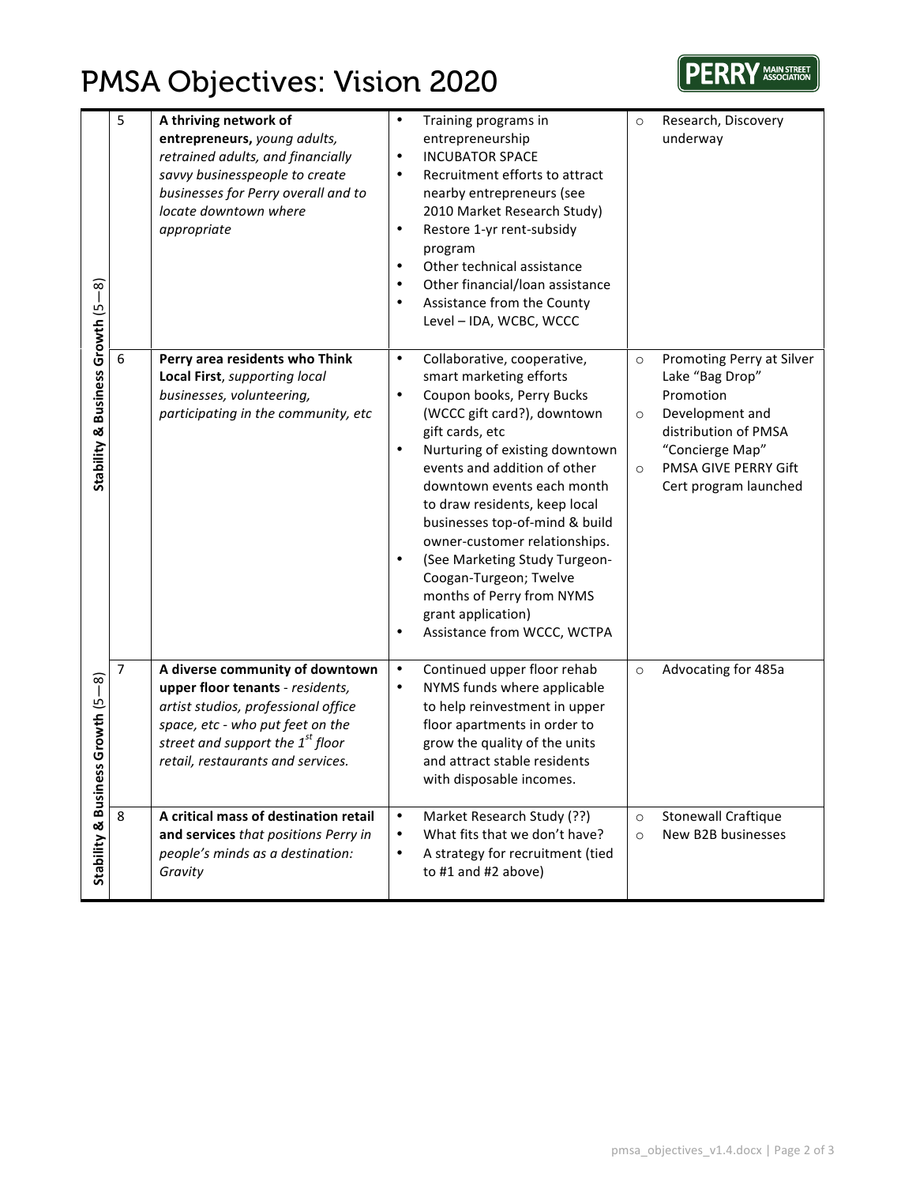# PMSA Objectives: Vision 2020

PERRY MAIN STREET ASSOCIATION

| Category | # | Objective | Strategies | Progress |
|---|---|---|---|---|
| Stability & Business Growth (5—8) | 5 | **A thriving network of entrepreneurs,** *young adults, retrained adults, and financially savvy businesspeople to create businesses for Perry overall and to locate downtown where appropriate* | • Training programs in entrepreneurship<br>• INCUBATOR SPACE<br>• Recruitment efforts to attract nearby entrepreneurs (see 2010 Market Research Study)<br>• Restore 1-yr rent-subsidy program<br>• Other technical assistance<br>• Other financial/loan assistance<br>• Assistance from the County Level – IDA, WCBC, WCCC | ○ Research, Discovery underway |
| | 6 | **Perry area residents who Think Local First**, *supporting local businesses, volunteering, participating in the community, etc* | • Collaborative, cooperative, smart marketing efforts<br>• Coupon books, Perry Bucks (WCCC gift card?), downtown gift cards, etc<br>• Nurturing of existing downtown events and addition of other downtown events each month to draw residents, keep local businesses top-of-mind & build owner-customer relationships.<br>• (See Marketing Study Turgeon-Coogan-Turgeon; Twelve months of Perry from NYMS grant application)<br>• Assistance from WCCC, WCTPA | ○ Promoting Perry at Silver Lake "Bag Drop" Promotion<br>○ Development and distribution of PMSA "Concierge Map"<br>○ PMSA GIVE PERRY Gift Cert program launched |
| Stability & Business Growth (5—8) | 7 | **A diverse community of downtown upper floor tenants** - *residents, artist studios, professional office space, etc - who put feet on the street and support the 1st floor retail, restaurants and services.* | • Continued upper floor rehab<br>• NYMS funds where applicable to help reinvestment in upper floor apartments in order to grow the quality of the units and attract stable residents with disposable incomes. | ○ Advocating for 485a |
| | 8 | **A critical mass of destination retail and services** *that positions Perry in people's minds as a destination: Gravity* | • Market Research Study (??)<br>• What fits that we don't have?<br>• A strategy for recruitment (tied to #1 and #2 above) | ○ Stonewall Craftique<br>○ New B2B businesses |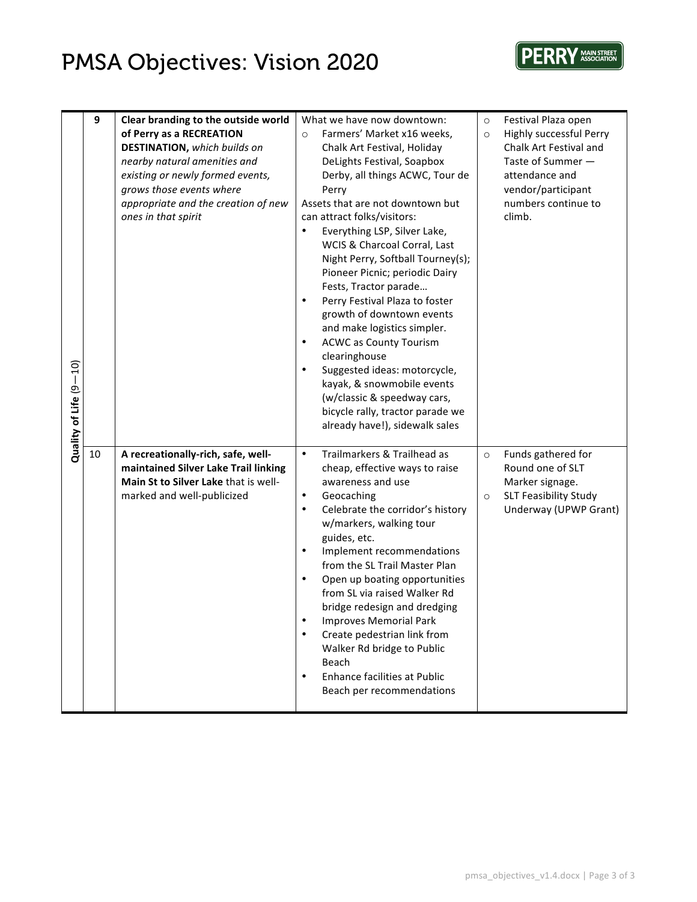# PMSA Objectives: Vision 2020

| | | | | |
|---|---|---|---|---|
| Quality of Life (9—10) | **9** | **Clear branding to the outside world of Perry as a RECREATION DESTINATION,** *which builds on nearby natural amenities and existing or newly formed events, grows those events where appropriate and the creation of new ones in that spirit* | What we have now downtown:<br>○ Farmers' Market x16 weeks, Chalk Art Festival, Holiday DeLights Festival, Soapbox Derby, all things ACWC, Tour de Perry<br>Assets that are not downtown but can attract folks/visitors:<br>• Everything LSP, Silver Lake, WCIS & Charcoal Corral, Last Night Perry, Softball Tourney(s); Pioneer Picnic; periodic Dairy Fests, Tractor parade…<br>• Perry Festival Plaza to foster growth of downtown events and make logistics simpler.<br>• ACWC as County Tourism clearinghouse<br>• Suggested ideas: motorcycle, kayak, & snowmobile events (w/classic & speedway cars, bicycle rally, tractor parade we already have!), sidewalk sales | ○ Festival Plaza open<br>○ Highly successful Perry Chalk Art Festival and Taste of Summer — attendance and vendor/participant numbers continue to climb. |
| | 10 | **A recreationally-rich, safe, well-maintained Silver Lake Trail linking Main St to Silver Lake** that is well-marked and well-publicized | • Trailmarkers & Trailhead as cheap, effective ways to raise awareness and use<br>• Geocaching<br>• Celebrate the corridor's history w/markers, walking tour guides, etc.<br>• Implement recommendations from the SL Trail Master Plan<br>• Open up boating opportunities from SL via raised Walker Rd bridge redesign and dredging<br>• Improves Memorial Park<br>• Create pedestrian link from Walker Rd bridge to Public Beach<br>• Enhance facilities at Public Beach per recommendations | ○ Funds gathered for Round one of SLT Marker signage.<br>○ SLT Feasibility Study Underway (UPWP Grant) |